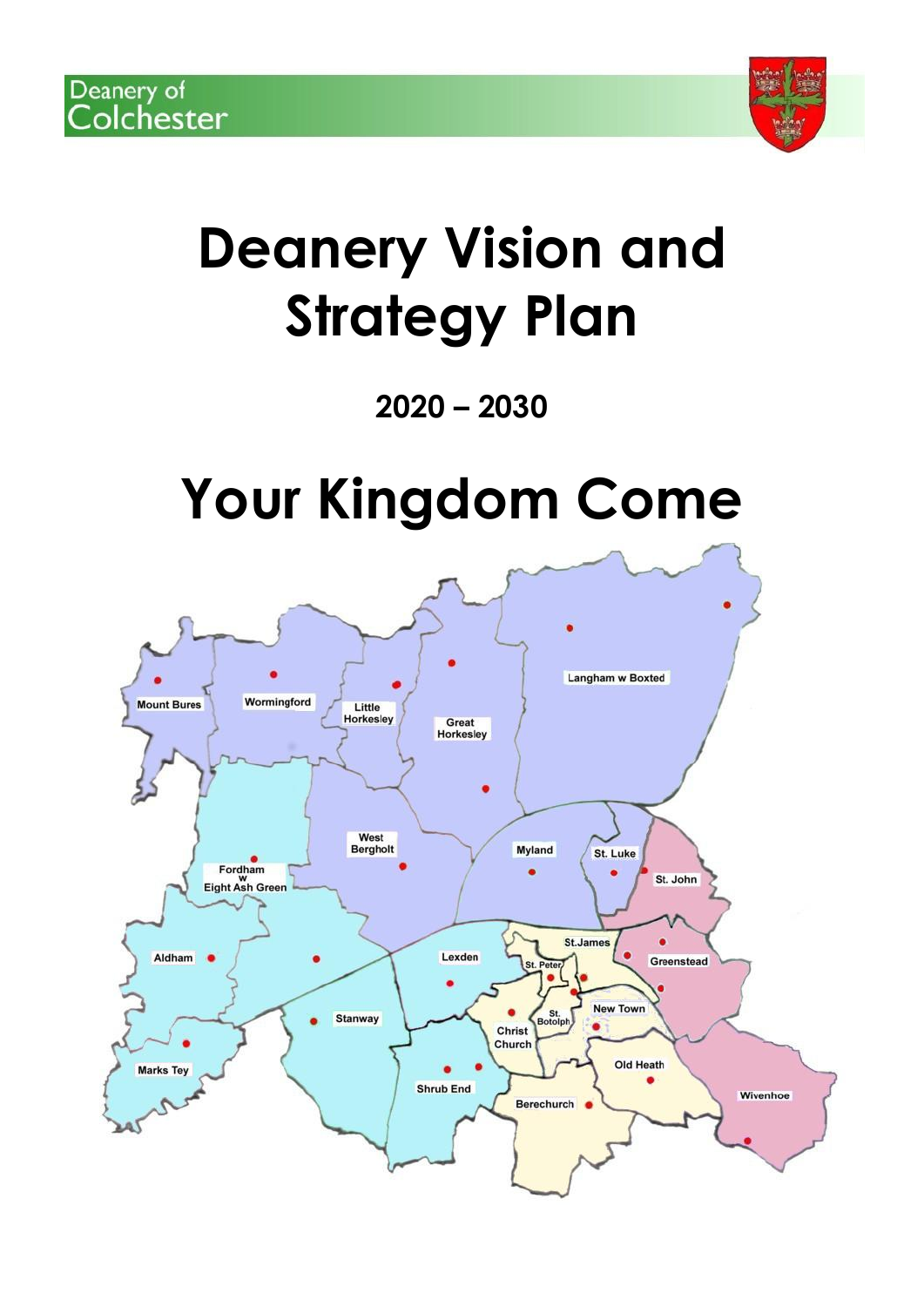Deanery of Colchester

# Deanery Vision and Strategy Plan

## 2020 – 2030

# Your Kingdom Come

Mount Bures
Wormingford
Little Horkesley
Great Horkesley
Langham w Boxted
West Bergholt
Fordham w Eight Ash Green
Myland
St. Luke
St. John
Aldham
Lexden
St.James
St. Peter
Greenstead
Stanway
St. Botolph
New Town
Christ Church
Marks Tey
Shrub End
Old Heath
Berechurch
Wivenhoe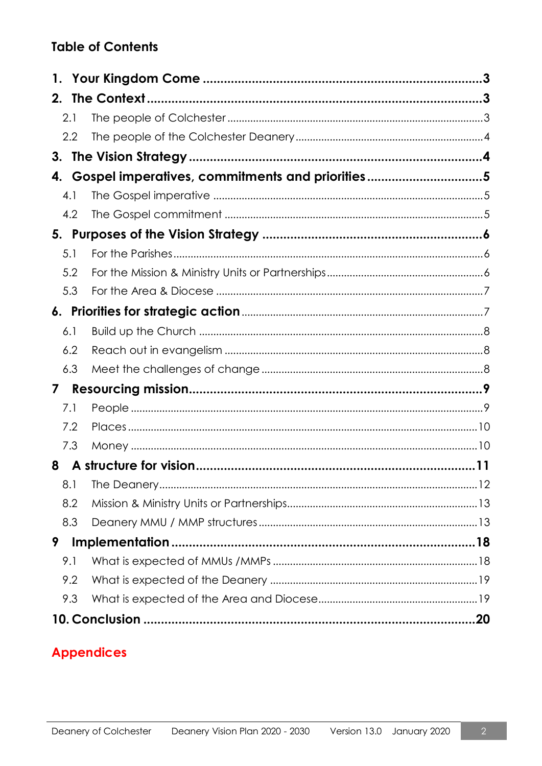## Table of Contents

**1. Your Kingdom Come** ..... **3**

**2. The Context** ..... **3**

- 2.1 The people of Colchester ..... 3
- 2.2 The people of the Colchester Deanery ..... 4

**3. The Vision Strategy** ..... **4**

**4. Gospel imperatives, commitments and priorities** ..... **5**

- 4.1 The Gospel imperative ..... 5
- 4.2 The Gospel commitment ..... 5

**5. Purposes of the Vision Strategy** ..... **6**

- 5.1 For the Parishes ..... 6
- 5.2 For the Mission & Ministry Units or Partnerships ..... 6
- 5.3 For the Area & Diocese ..... 7

**6. Priorities for strategic action** ..... **7**

- 6.1 Build up the Church ..... 8
- 6.2 Reach out in evangelism ..... 8
- 6.3 Meet the challenges of change ..... 8

**7 Resourcing mission** ..... **9**

- 7.1 People ..... 9
- 7.2 Places ..... 10
- 7.3 Money ..... 10

**8 A structure for vision** ..... **11**

- 8.1 The Deanery ..... 12
- 8.2 Mission & Ministry Units or Partnerships ..... 13
- 8.3 Deanery MMU / MMP structures ..... 13

**9 Implementation** ..... **18**

- 9.1 What is expected of MMUs /MMPs ..... 18
- 9.2 What is expected of the Deanery ..... 19
- 9.3 What is expected of the Area and Diocese ..... 19

**10. Conclusion** ..... **20**

## Appendices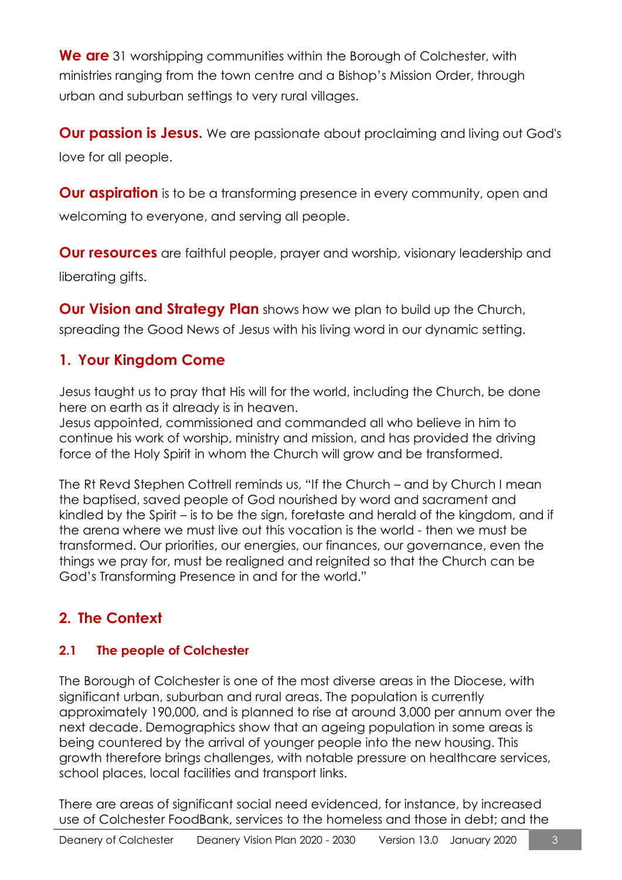**We are** 31 worshipping communities within the Borough of Colchester, with ministries ranging from the town centre and a Bishop's Mission Order, through urban and suburban settings to very rural villages.

**Our passion is Jesus.** We are passionate about proclaiming and living out God's love for all people.

**Our aspiration** is to be a transforming presence in every community, open and welcoming to everyone, and serving all people.

**Our resources** are faithful people, prayer and worship, visionary leadership and liberating gifts.

**Our Vision and Strategy Plan** shows how we plan to build up the Church, spreading the Good News of Jesus with his living word in our dynamic setting.

## 1. Your Kingdom Come

Jesus taught us to pray that His will for the world, including the Church, be done here on earth as it already is in heaven.
Jesus appointed, commissioned and commanded all who believe in him to continue his work of worship, ministry and mission, and has provided the driving force of the Holy Spirit in whom the Church will grow and be transformed.

The Rt Revd Stephen Cottrell reminds us, "If the Church – and by Church I mean the baptised, saved people of God nourished by word and sacrament and kindled by the Spirit – is to be the sign, foretaste and herald of the kingdom, and if the arena where we must live out this vocation is the world - then we must be transformed. Our priorities, our energies, our finances, our governance, even the things we pray for, must be realigned and reignited so that the Church can be God's Transforming Presence in and for the world."

## 2. The Context

### 2.1 The people of Colchester

The Borough of Colchester is one of the most diverse areas in the Diocese, with significant urban, suburban and rural areas. The population is currently approximately 190,000, and is planned to rise at around 3,000 per annum over the next decade. Demographics show that an ageing population in some areas is being countered by the arrival of younger people into the new housing. This growth therefore brings challenges, with notable pressure on healthcare services, school places, local facilities and transport links.

There are areas of significant social need evidenced, for instance, by increased use of Colchester FoodBank, services to the homeless and those in debt; and the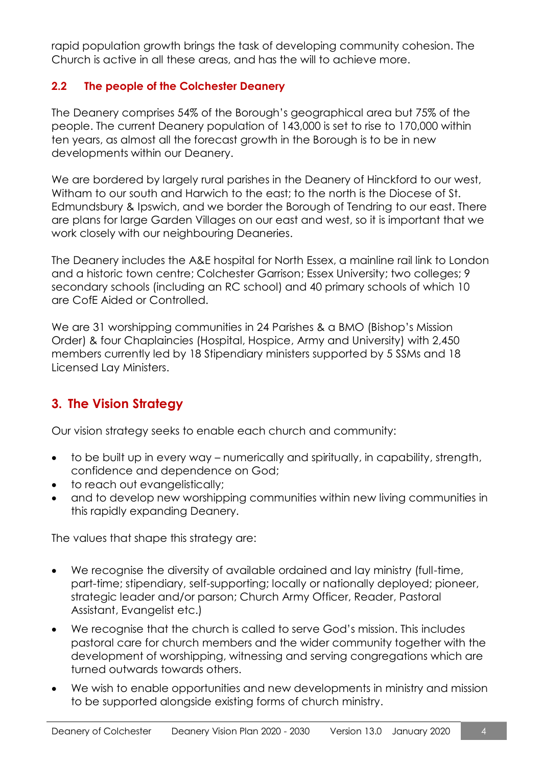rapid population growth brings the task of developing community cohesion. The Church is active in all these areas, and has the will to achieve more.

### 2.2 The people of the Colchester Deanery

The Deanery comprises 54% of the Borough's geographical area but 75% of the people. The current Deanery population of 143,000 is set to rise to 170,000 within ten years, as almost all the forecast growth in the Borough is to be in new developments within our Deanery.

We are bordered by largely rural parishes in the Deanery of Hinckford to our west, Witham to our south and Harwich to the east; to the north is the Diocese of St. Edmundsbury & Ipswich, and we border the Borough of Tendring to our east. There are plans for large Garden Villages on our east and west, so it is important that we work closely with our neighbouring Deaneries.

The Deanery includes the A&E hospital for North Essex, a mainline rail link to London and a historic town centre; Colchester Garrison; Essex University; two colleges; 9 secondary schools (including an RC school) and 40 primary schools of which 10 are CofE Aided or Controlled.

We are 31 worshipping communities in 24 Parishes & a BMO (Bishop's Mission Order) & four Chaplaincies (Hospital, Hospice, Army and University) with 2,450 members currently led by 18 Stipendiary ministers supported by 5 SSMs and 18 Licensed Lay Ministers.

## 3. The Vision Strategy

Our vision strategy seeks to enable each church and community:

- to be built up in every way – numerically and spiritually, in capability, strength, confidence and dependence on God;
- to reach out evangelistically;
- and to develop new worshipping communities within new living communities in this rapidly expanding Deanery.

The values that shape this strategy are:

- We recognise the diversity of available ordained and lay ministry (full-time, part-time; stipendiary, self-supporting; locally or nationally deployed; pioneer, strategic leader and/or parson; Church Army Officer, Reader, Pastoral Assistant, Evangelist etc.)
- We recognise that the church is called to serve God's mission. This includes pastoral care for church members and the wider community together with the development of worshipping, witnessing and serving congregations which are turned outwards towards others.
- We wish to enable opportunities and new developments in ministry and mission to be supported alongside existing forms of church ministry.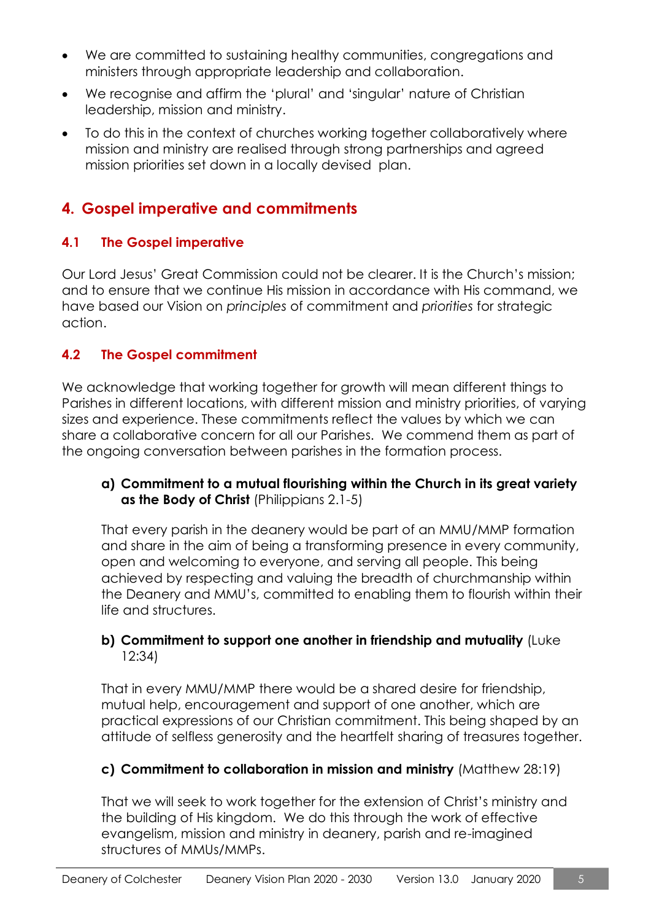- We are committed to sustaining healthy communities, congregations and ministers through appropriate leadership and collaboration.
- We recognise and affirm the 'plural' and 'singular' nature of Christian leadership, mission and ministry.
- To do this in the context of churches working together collaboratively where mission and ministry are realised through strong partnerships and agreed mission priorities set down in a locally devised plan.

## 4. Gospel imperative and commitments

### 4.1 The Gospel imperative

Our Lord Jesus' Great Commission could not be clearer. It is the Church's mission; and to ensure that we continue His mission in accordance with His command, we have based our Vision on *principles* of commitment and *priorities* for strategic action.

### 4.2 The Gospel commitment

We acknowledge that working together for growth will mean different things to Parishes in different locations, with different mission and ministry priorities, of varying sizes and experience. These commitments reflect the values by which we can share a collaborative concern for all our Parishes. We commend them as part of the ongoing conversation between parishes in the formation process.

**a) Commitment to a mutual flourishing within the Church in its great variety as the Body of Christ** (Philippians 2.1-5)

That every parish in the deanery would be part of an MMU/MMP formation and share in the aim of being a transforming presence in every community, open and welcoming to everyone, and serving all people. This being achieved by respecting and valuing the breadth of churchmanship within the Deanery and MMU's, committed to enabling them to flourish within their life and structures.

**b) Commitment to support one another in friendship and mutuality** (Luke 12:34)

That in every MMU/MMP there would be a shared desire for friendship, mutual help, encouragement and support of one another, which are practical expressions of our Christian commitment. This being shaped by an attitude of selfless generosity and the heartfelt sharing of treasures together.

**c) Commitment to collaboration in mission and ministry** (Matthew 28:19)

That we will seek to work together for the extension of Christ's ministry and the building of His kingdom. We do this through the work of effective evangelism, mission and ministry in deanery, parish and re-imagined structures of MMUs/MMPs.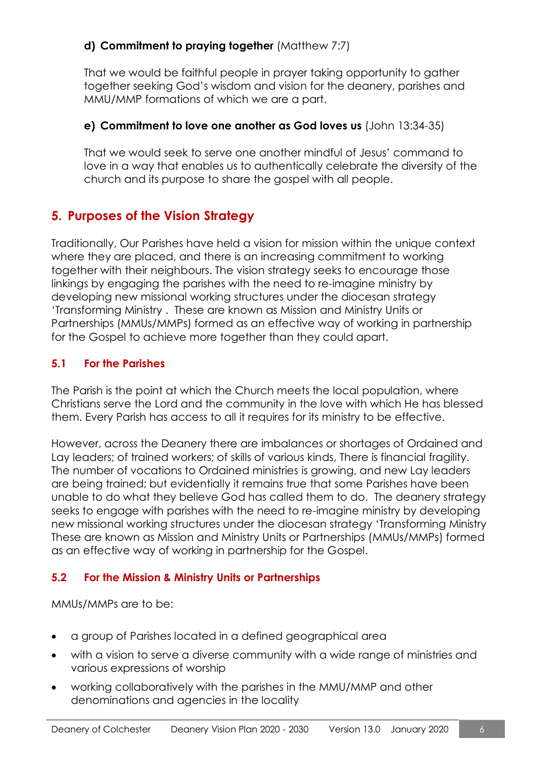**d) Commitment to praying together** (Matthew 7:7)

That we would be faithful people in prayer taking opportunity to gather together seeking God's wisdom and vision for the deanery, parishes and MMU/MMP formations of which we are a part.

**e) Commitment to love one another as God loves us** (John 13:34-35)

That we would seek to serve one another mindful of Jesus' command to love in a way that enables us to authentically celebrate the diversity of the church and its purpose to share the gospel with all people.

## 5. Purposes of the Vision Strategy

Traditionally, Our Parishes have held a vision for mission within the unique context where they are placed, and there is an increasing commitment to working together with their neighbours. The vision strategy seeks to encourage those linkings by engaging the parishes with the need to re-imagine ministry by developing new missional working structures under the diocesan strategy 'Transforming Ministry . These are known as Mission and Ministry Units or Partnerships (MMUs/MMPs) formed as an effective way of working in partnership for the Gospel to achieve more together than they could apart.

### 5.1 For the Parishes

The Parish is the point at which the Church meets the local population, where Christians serve the Lord and the community in the love with which He has blessed them. Every Parish has access to all it requires for its ministry to be effective.

However, across the Deanery there are imbalances or shortages of Ordained and Lay leaders; of trained workers; of skills of various kinds, There is financial fragility. The number of vocations to Ordained ministries is growing, and new Lay leaders are being trained; but evidentially it remains true that some Parishes have been unable to do what they believe God has called them to do. The deanery strategy seeks to engage with parishes with the need to re-imagine ministry by developing new missional working structures under the diocesan strategy 'Transforming Ministry These are known as Mission and Ministry Units or Partnerships (MMUs/MMPs) formed as an effective way of working in partnership for the Gospel.

### 5.2 For the Mission & Ministry Units or Partnerships

MMUs/MMPs are to be:

- a group of Parishes located in a defined geographical area
- with a vision to serve a diverse community with a wide range of ministries and various expressions of worship
- working collaboratively with the parishes in the MMU/MMP and other denominations and agencies in the locality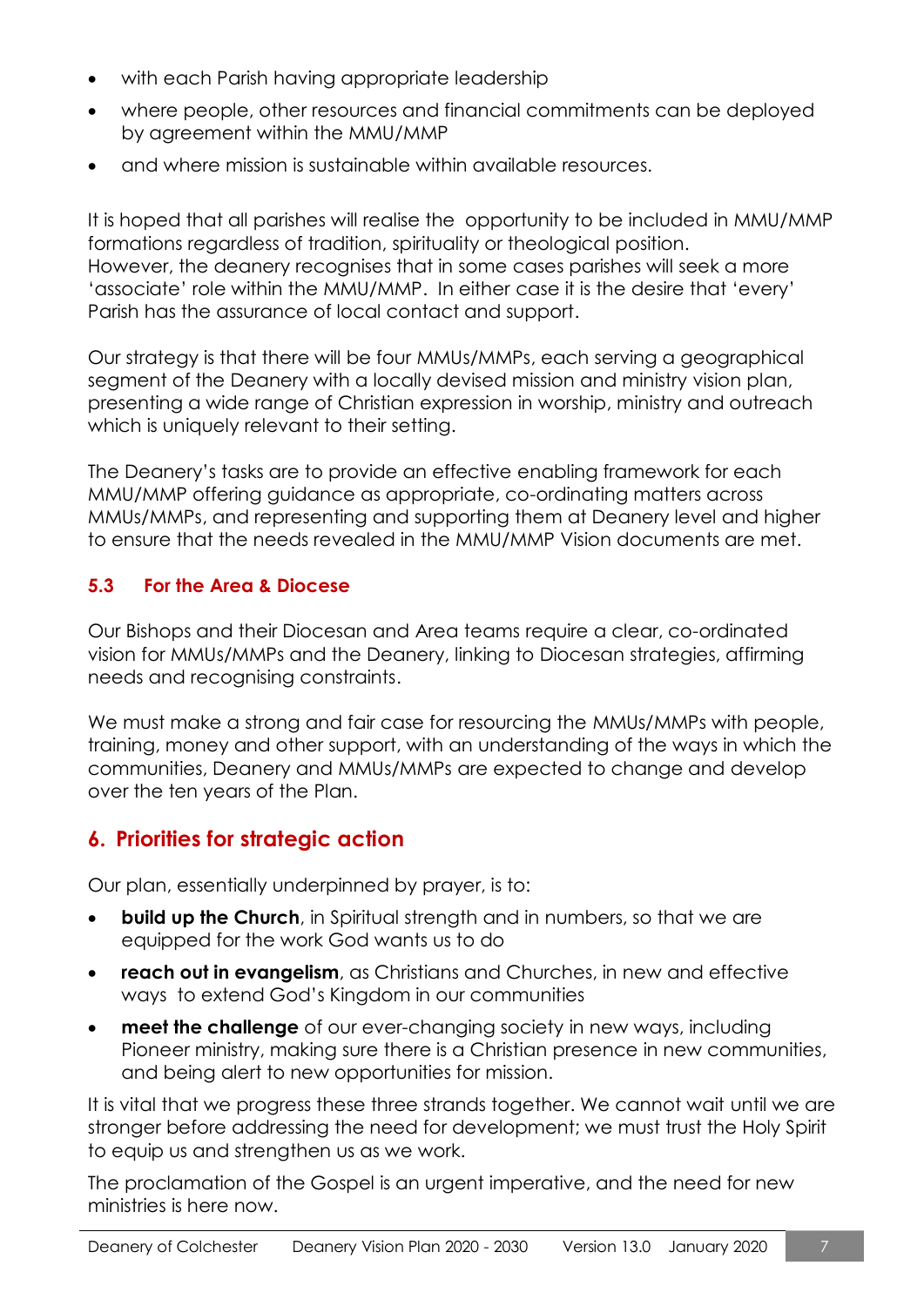- with each Parish having appropriate leadership
- where people, other resources and financial commitments can be deployed by agreement within the MMU/MMP
- and where mission is sustainable within available resources.

It is hoped that all parishes will realise the opportunity to be included in MMU/MMP formations regardless of tradition, spirituality or theological position. However, the deanery recognises that in some cases parishes will seek a more 'associate' role within the MMU/MMP. In either case it is the desire that 'every' Parish has the assurance of local contact and support.

Our strategy is that there will be four MMUs/MMPs, each serving a geographical segment of the Deanery with a locally devised mission and ministry vision plan, presenting a wide range of Christian expression in worship, ministry and outreach which is uniquely relevant to their setting.

The Deanery's tasks are to provide an effective enabling framework for each MMU/MMP offering guidance as appropriate, co-ordinating matters across MMUs/MMPs, and representing and supporting them at Deanery level and higher to ensure that the needs revealed in the MMU/MMP Vision documents are met.

### 5.3 For the Area & Diocese

Our Bishops and their Diocesan and Area teams require a clear, co-ordinated vision for MMUs/MMPs and the Deanery, linking to Diocesan strategies, affirming needs and recognising constraints.

We must make a strong and fair case for resourcing the MMUs/MMPs with people, training, money and other support, with an understanding of the ways in which the communities, Deanery and MMUs/MMPs are expected to change and develop over the ten years of the Plan.

## 6. Priorities for strategic action

Our plan, essentially underpinned by prayer, is to:

- **build up the Church**, in Spiritual strength and in numbers, so that we are equipped for the work God wants us to do
- **reach out in evangelism**, as Christians and Churches, in new and effective ways to extend God's Kingdom in our communities
- **meet the challenge** of our ever-changing society in new ways, including Pioneer ministry, making sure there is a Christian presence in new communities, and being alert to new opportunities for mission.

It is vital that we progress these three strands together. We cannot wait until we are stronger before addressing the need for development; we must trust the Holy Spirit to equip us and strengthen us as we work.

The proclamation of the Gospel is an urgent imperative, and the need for new ministries is here now.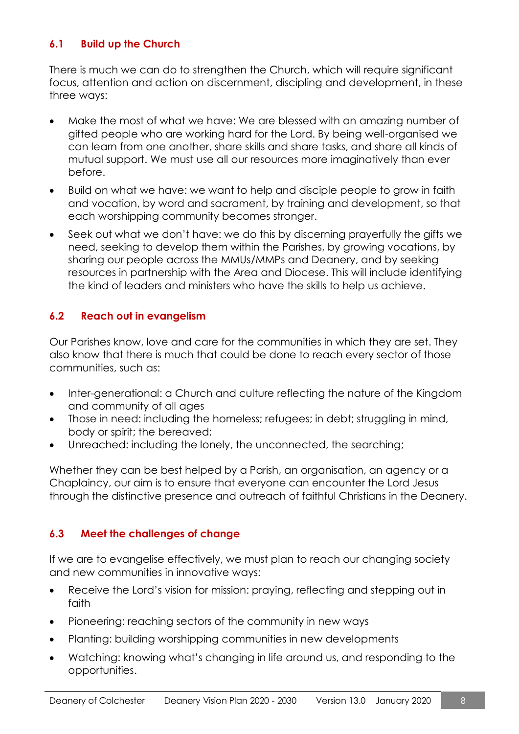### 6.1 Build up the Church

There is much we can do to strengthen the Church, which will require significant focus, attention and action on discernment, discipling and development, in these three ways:

- Make the most of what we have: We are blessed with an amazing number of gifted people who are working hard for the Lord. By being well-organised we can learn from one another, share skills and share tasks, and share all kinds of mutual support. We must use all our resources more imaginatively than ever before.
- Build on what we have: we want to help and disciple people to grow in faith and vocation, by word and sacrament, by training and development, so that each worshipping community becomes stronger.
- Seek out what we don't have: we do this by discerning prayerfully the gifts we need, seeking to develop them within the Parishes, by growing vocations, by sharing our people across the MMUs/MMPs and Deanery, and by seeking resources in partnership with the Area and Diocese. This will include identifying the kind of leaders and ministers who have the skills to help us achieve.

### 6.2 Reach out in evangelism

Our Parishes know, love and care for the communities in which they are set. They also know that there is much that could be done to reach every sector of those communities, such as:

- Inter-generational: a Church and culture reflecting the nature of the Kingdom and community of all ages
- Those in need: including the homeless; refugees; in debt; struggling in mind, body or spirit; the bereaved;
- Unreached: including the lonely, the unconnected, the searching;

Whether they can be best helped by a Parish, an organisation, an agency or a Chaplaincy, our aim is to ensure that everyone can encounter the Lord Jesus through the distinctive presence and outreach of faithful Christians in the Deanery.

### 6.3 Meet the challenges of change

If we are to evangelise effectively, we must plan to reach our changing society and new communities in innovative ways:

- Receive the Lord's vision for mission: praying, reflecting and stepping out in faith
- Pioneering: reaching sectors of the community in new ways
- Planting: building worshipping communities in new developments
- Watching: knowing what's changing in life around us, and responding to the opportunities.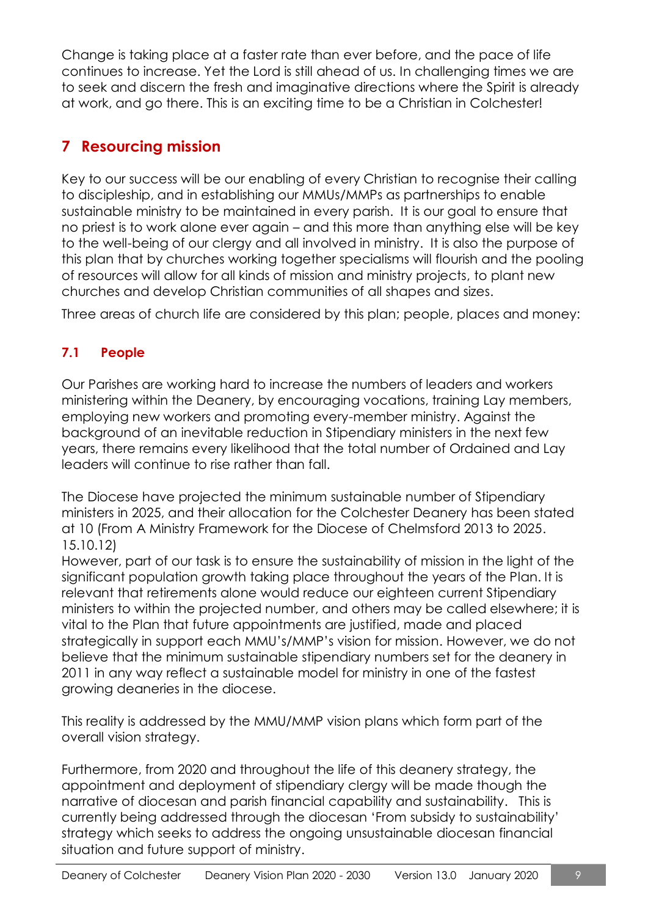Change is taking place at a faster rate than ever before, and the pace of life continues to increase. Yet the Lord is still ahead of us. In challenging times we are to seek and discern the fresh and imaginative directions where the Spirit is already at work, and go there. This is an exciting time to be a Christian in Colchester!

## 7 Resourcing mission

Key to our success will be our enabling of every Christian to recognise their calling to discipleship, and in establishing our MMUs/MMPs as partnerships to enable sustainable ministry to be maintained in every parish. It is our goal to ensure that no priest is to work alone ever again – and this more than anything else will be key to the well-being of our clergy and all involved in ministry. It is also the purpose of this plan that by churches working together specialisms will flourish and the pooling of resources will allow for all kinds of mission and ministry projects, to plant new churches and develop Christian communities of all shapes and sizes.

Three areas of church life are considered by this plan; people, places and money:

### 7.1 People

Our Parishes are working hard to increase the numbers of leaders and workers ministering within the Deanery, by encouraging vocations, training Lay members, employing new workers and promoting every-member ministry. Against the background of an inevitable reduction in Stipendiary ministers in the next few years, there remains every likelihood that the total number of Ordained and Lay leaders will continue to rise rather than fall.

The Diocese have projected the minimum sustainable number of Stipendiary ministers in 2025, and their allocation for the Colchester Deanery has been stated at 10 (From A Ministry Framework for the Diocese of Chelmsford 2013 to 2025. 15.10.12)
However, part of our task is to ensure the sustainability of mission in the light of the significant population growth taking place throughout the years of the Plan. It is relevant that retirements alone would reduce our eighteen current Stipendiary ministers to within the projected number, and others may be called elsewhere; it is vital to the Plan that future appointments are justified, made and placed strategically in support each MMU's/MMP's vision for mission. However, we do not believe that the minimum sustainable stipendiary numbers set for the deanery in 2011 in any way reflect a sustainable model for ministry in one of the fastest growing deaneries in the diocese.

This reality is addressed by the MMU/MMP vision plans which form part of the overall vision strategy.

Furthermore, from 2020 and throughout the life of this deanery strategy, the appointment and deployment of stipendiary clergy will be made though the narrative of diocesan and parish financial capability and sustainability. This is currently being addressed through the diocesan 'From subsidy to sustainability' strategy which seeks to address the ongoing unsustainable diocesan financial situation and future support of ministry.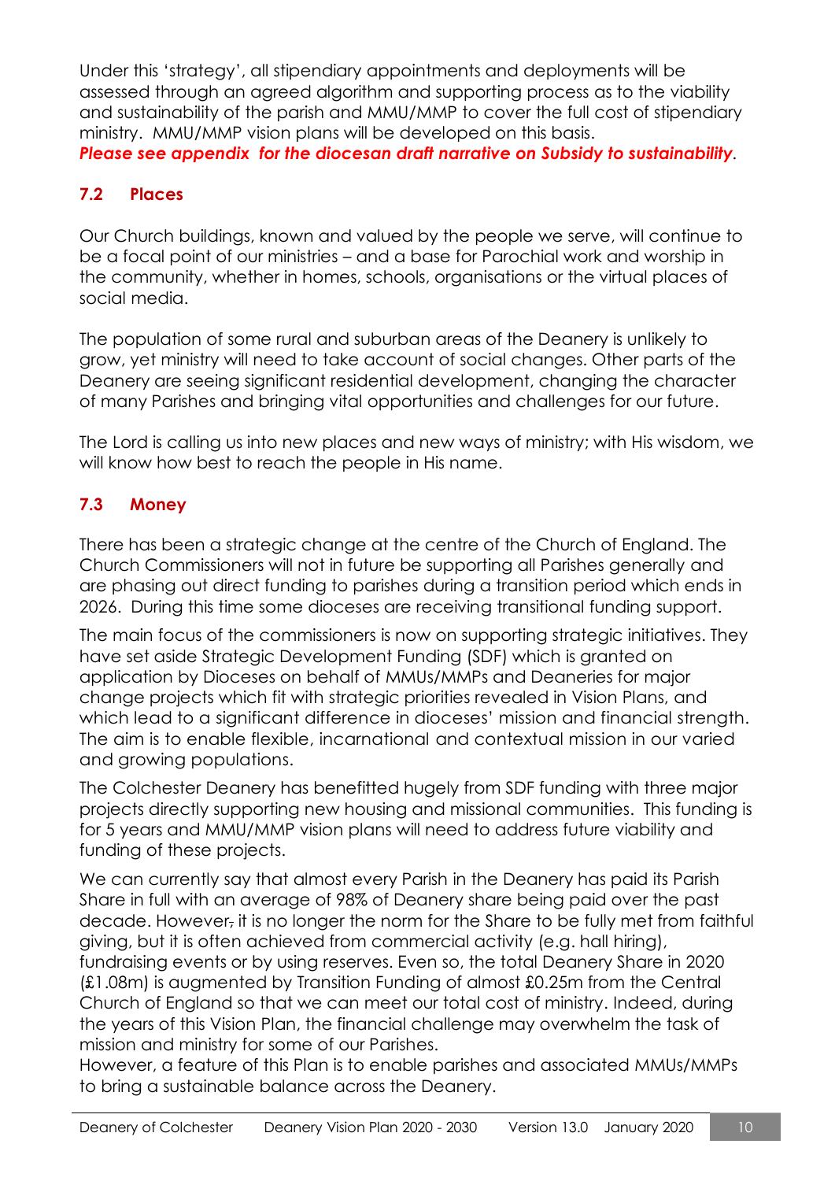Under this 'strategy', all stipendiary appointments and deployments will be assessed through an agreed algorithm and supporting process as to the viability and sustainability of the parish and MMU/MMP to cover the full cost of stipendiary ministry. MMU/MMP vision plans will be developed on this basis.
***Please see appendix for the diocesan draft narrative on Subsidy to sustainability***.

### 7.2 Places

Our Church buildings, known and valued by the people we serve, will continue to be a focal point of our ministries – and a base for Parochial work and worship in the community, whether in homes, schools, organisations or the virtual places of social media.

The population of some rural and suburban areas of the Deanery is unlikely to grow, yet ministry will need to take account of social changes. Other parts of the Deanery are seeing significant residential development, changing the character of many Parishes and bringing vital opportunities and challenges for our future.

The Lord is calling us into new places and new ways of ministry; with His wisdom, we will know how best to reach the people in His name.

### 7.3 Money

There has been a strategic change at the centre of the Church of England. The Church Commissioners will not in future be supporting all Parishes generally and are phasing out direct funding to parishes during a transition period which ends in 2026. During this time some dioceses are receiving transitional funding support.

The main focus of the commissioners is now on supporting strategic initiatives. They have set aside Strategic Development Funding (SDF) which is granted on application by Dioceses on behalf of MMUs/MMPs and Deaneries for major change projects which fit with strategic priorities revealed in Vision Plans, and which lead to a significant difference in dioceses' mission and financial strength. The aim is to enable flexible, incarnational and contextual mission in our varied and growing populations.

The Colchester Deanery has benefitted hugely from SDF funding with three major projects directly supporting new housing and missional communities. This funding is for 5 years and MMU/MMP vision plans will need to address future viability and funding of these projects.

We can currently say that almost every Parish in the Deanery has paid its Parish Share in full with an average of 98% of Deanery share being paid over the past decade. However, it is no longer the norm for the Share to be fully met from faithful giving, but it is often achieved from commercial activity (e.g. hall hiring), fundraising events or by using reserves. Even so, the total Deanery Share in 2020 (£1.08m) is augmented by Transition Funding of almost £0.25m from the Central Church of England so that we can meet our total cost of ministry. Indeed, during the years of this Vision Plan, the financial challenge may overwhelm the task of mission and ministry for some of our Parishes.

However, a feature of this Plan is to enable parishes and associated MMUs/MMPs to bring a sustainable balance across the Deanery.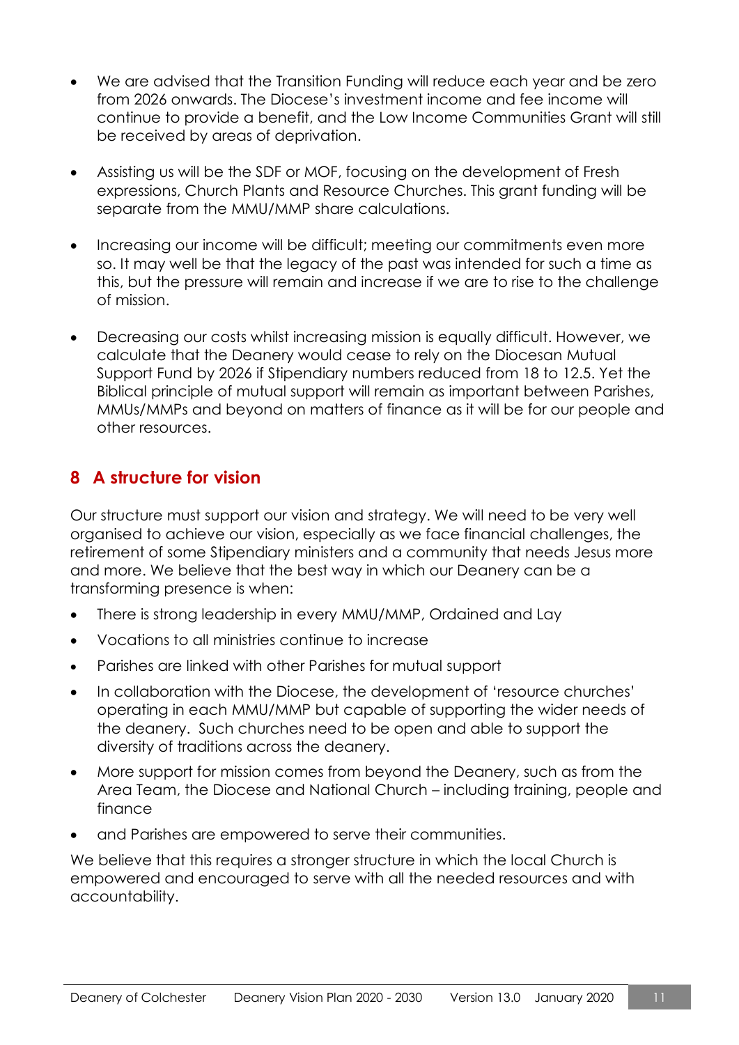- We are advised that the Transition Funding will reduce each year and be zero from 2026 onwards. The Diocese's investment income and fee income will continue to provide a benefit, and the Low Income Communities Grant will still be received by areas of deprivation.

- Assisting us will be the SDF or MOF, focusing on the development of Fresh expressions, Church Plants and Resource Churches. This grant funding will be separate from the MMU/MMP share calculations.

- Increasing our income will be difficult; meeting our commitments even more so. It may well be that the legacy of the past was intended for such a time as this, but the pressure will remain and increase if we are to rise to the challenge of mission.

- Decreasing our costs whilst increasing mission is equally difficult. However, we calculate that the Deanery would cease to rely on the Diocesan Mutual Support Fund by 2026 if Stipendiary numbers reduced from 18 to 12.5. Yet the Biblical principle of mutual support will remain as important between Parishes, MMUs/MMPs and beyond on matters of finance as it will be for our people and other resources.

## 8 A structure for vision

Our structure must support our vision and strategy. We will need to be very well organised to achieve our vision, especially as we face financial challenges, the retirement of some Stipendiary ministers and a community that needs Jesus more and more. We believe that the best way in which our Deanery can be a transforming presence is when:

- There is strong leadership in every MMU/MMP, Ordained and Lay
- Vocations to all ministries continue to increase
- Parishes are linked with other Parishes for mutual support
- In collaboration with the Diocese, the development of 'resource churches' operating in each MMU/MMP but capable of supporting the wider needs of the deanery. Such churches need to be open and able to support the diversity of traditions across the deanery.
- More support for mission comes from beyond the Deanery, such as from the Area Team, the Diocese and National Church – including training, people and finance
- and Parishes are empowered to serve their communities.

We believe that this requires a stronger structure in which the local Church is empowered and encouraged to serve with all the needed resources and with accountability.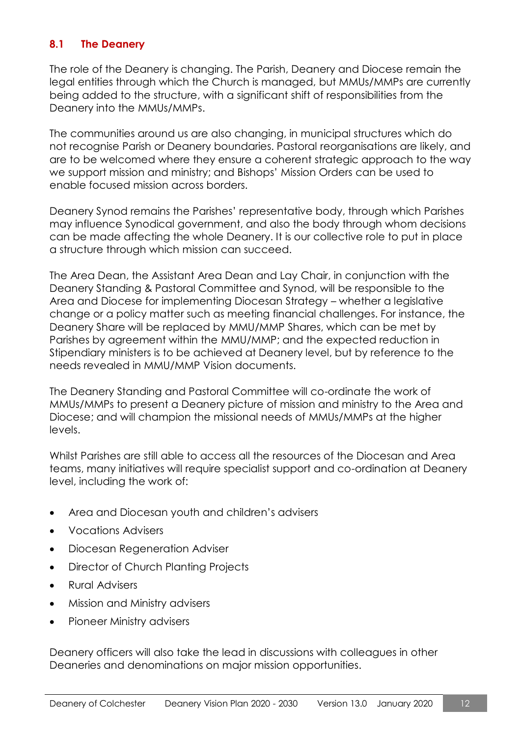### 8.1 The Deanery

The role of the Deanery is changing. The Parish, Deanery and Diocese remain the legal entities through which the Church is managed, but MMUs/MMPs are currently being added to the structure, with a significant shift of responsibilities from the Deanery into the MMUs/MMPs.

The communities around us are also changing, in municipal structures which do not recognise Parish or Deanery boundaries. Pastoral reorganisations are likely, and are to be welcomed where they ensure a coherent strategic approach to the way we support mission and ministry; and Bishops' Mission Orders can be used to enable focused mission across borders.

Deanery Synod remains the Parishes' representative body, through which Parishes may influence Synodical government, and also the body through whom decisions can be made affecting the whole Deanery. It is our collective role to put in place a structure through which mission can succeed.

The Area Dean, the Assistant Area Dean and Lay Chair, in conjunction with the Deanery Standing & Pastoral Committee and Synod, will be responsible to the Area and Diocese for implementing Diocesan Strategy – whether a legislative change or a policy matter such as meeting financial challenges. For instance, the Deanery Share will be replaced by MMU/MMP Shares, which can be met by Parishes by agreement within the MMU/MMP; and the expected reduction in Stipendiary ministers is to be achieved at Deanery level, but by reference to the needs revealed in MMU/MMP Vision documents.

The Deanery Standing and Pastoral Committee will co-ordinate the work of MMUs/MMPs to present a Deanery picture of mission and ministry to the Area and Diocese; and will champion the missional needs of MMUs/MMPs at the higher levels.

Whilst Parishes are still able to access all the resources of the Diocesan and Area teams, many initiatives will require specialist support and co-ordination at Deanery level, including the work of:

- Area and Diocesan youth and children's advisers
- Vocations Advisers
- Diocesan Regeneration Adviser
- Director of Church Planting Projects
- Rural Advisers
- Mission and Ministry advisers
- Pioneer Ministry advisers

Deanery officers will also take the lead in discussions with colleagues in other Deaneries and denominations on major mission opportunities.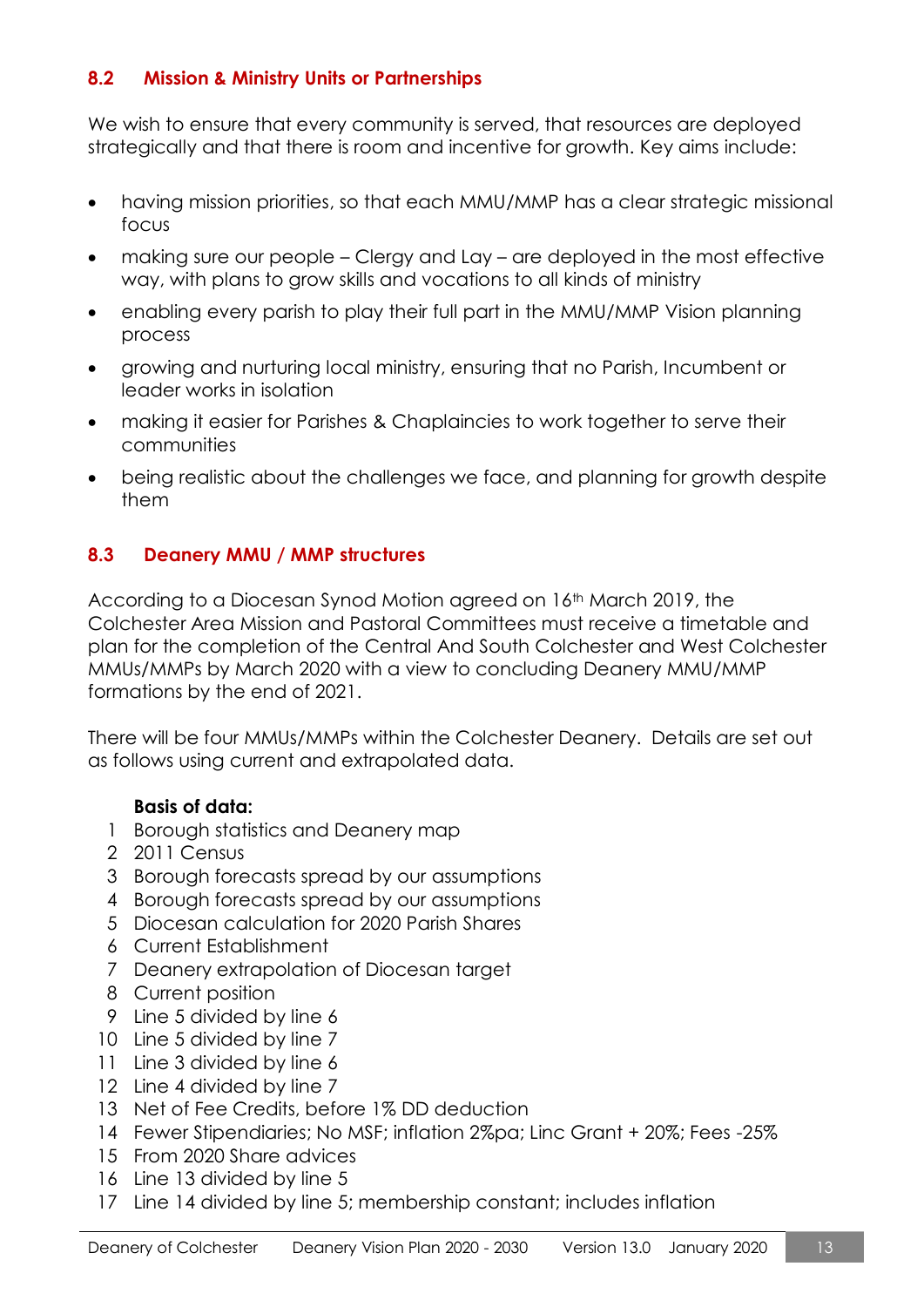### 8.2 Mission & Ministry Units or Partnerships

We wish to ensure that every community is served, that resources are deployed strategically and that there is room and incentive for growth. Key aims include:

- having mission priorities, so that each MMU/MMP has a clear strategic missional focus
- making sure our people – Clergy and Lay – are deployed in the most effective way, with plans to grow skills and vocations to all kinds of ministry
- enabling every parish to play their full part in the MMU/MMP Vision planning process
- growing and nurturing local ministry, ensuring that no Parish, Incumbent or leader works in isolation
- making it easier for Parishes & Chaplaincies to work together to serve their communities
- being realistic about the challenges we face, and planning for growth despite them

### 8.3 Deanery MMU / MMP structures

According to a Diocesan Synod Motion agreed on 16th March 2019, the Colchester Area Mission and Pastoral Committees must receive a timetable and plan for the completion of the Central And South Colchester and West Colchester MMUs/MMPs by March 2020 with a view to concluding Deanery MMU/MMP formations by the end of 2021.

There will be four MMUs/MMPs within the Colchester Deanery. Details are set out as follows using current and extrapolated data.

**Basis of data:**

1. Borough statistics and Deanery map
2. 2011 Census
3. Borough forecasts spread by our assumptions
4. Borough forecasts spread by our assumptions
5. Diocesan calculation for 2020 Parish Shares
6. Current Establishment
7. Deanery extrapolation of Diocesan target
8. Current position
9. Line 5 divided by line 6
10. Line 5 divided by line 7
11. Line 3 divided by line 6
12. Line 4 divided by line 7
13. Net of Fee Credits, before 1% DD deduction
14. Fewer Stipendiaries; No MSF; inflation 2%pa; Linc Grant + 20%; Fees -25%
15. From 2020 Share advices
16. Line 13 divided by line 5
17. Line 14 divided by line 5; membership constant; includes inflation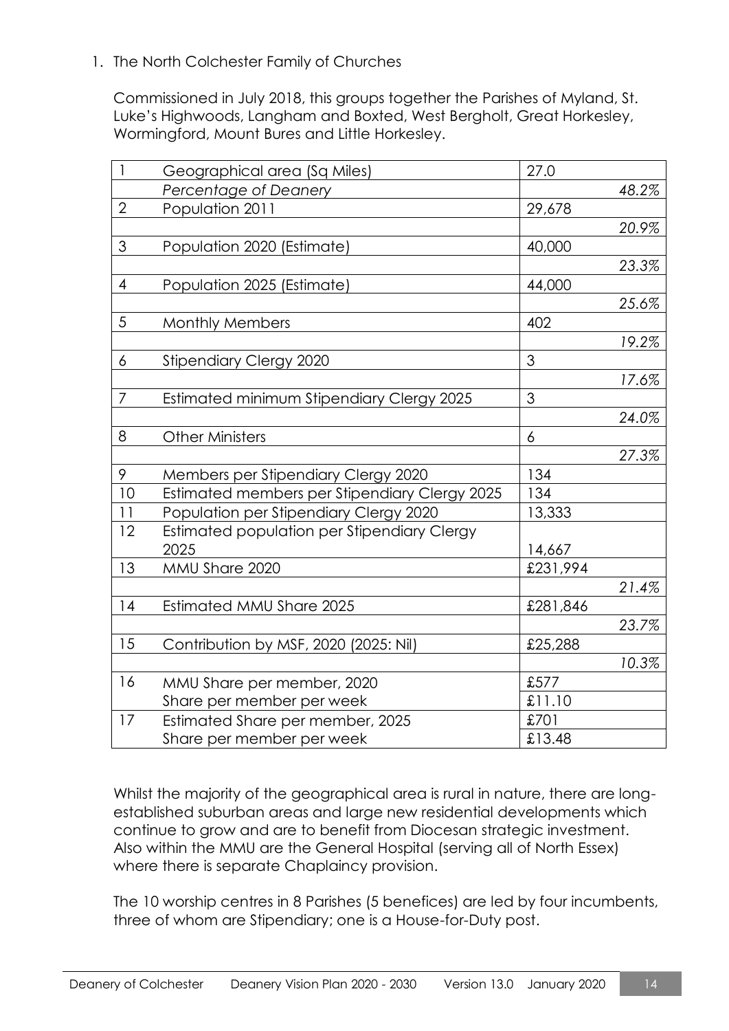1. The North Colchester Family of Churches

Commissioned in July 2018, this groups together the Parishes of Myland, St. Luke's Highwoods, Langham and Boxted, West Bergholt, Great Horkesley, Wormingford, Mount Bures and Little Horkesley.

| | | |
|---|---|---|
| 1 | Geographical area (Sq Miles) | 27.0 |
| | *Percentage of Deanery* | *48.2%* |
| 2 | Population 2011 | 29,678 |
| | | *20.9%* |
| 3 | Population 2020 (Estimate) | 40,000 |
| | | *23.3%* |
| 4 | Population 2025 (Estimate) | 44,000 |
| | | *25.6%* |
| 5 | Monthly Members | 402 |
| | | *19.2%* |
| 6 | Stipendiary Clergy 2020 | 3 |
| | | *17.6%* |
| 7 | Estimated minimum Stipendiary Clergy 2025 | 3 |
| | | *24.0%* |
| 8 | Other Ministers | 6 |
| | | *27.3%* |
| 9 | Members per Stipendiary Clergy 2020 | 134 |
| 10 | Estimated members per Stipendiary Clergy 2025 | 134 |
| 11 | Population per Stipendiary Clergy 2020 | 13,333 |
| 12 | Estimated population per Stipendiary Clergy 2025 | 14,667 |
| 13 | MMU Share 2020 | £231,994 |
| | | *21.4%* |
| 14 | Estimated MMU Share 2025 | £281,846 |
| | | *23.7%* |
| 15 | Contribution by MSF, 2020 (2025: Nil) | £25,288 |
| | | *10.3%* |
| 16 | MMU Share per member, 2020 | £577 |
| | Share per member per week | £11.10 |
| 17 | Estimated Share per member, 2025 | £701 |
| | Share per member per week | £13.48 |

Whilst the majority of the geographical area is rural in nature, there are long-established suburban areas and large new residential developments which continue to grow and are to benefit from Diocesan strategic investment. Also within the MMU are the General Hospital (serving all of North Essex) where there is separate Chaplaincy provision.

The 10 worship centres in 8 Parishes (5 benefices) are led by four incumbents, three of whom are Stipendiary; one is a House-for-Duty post.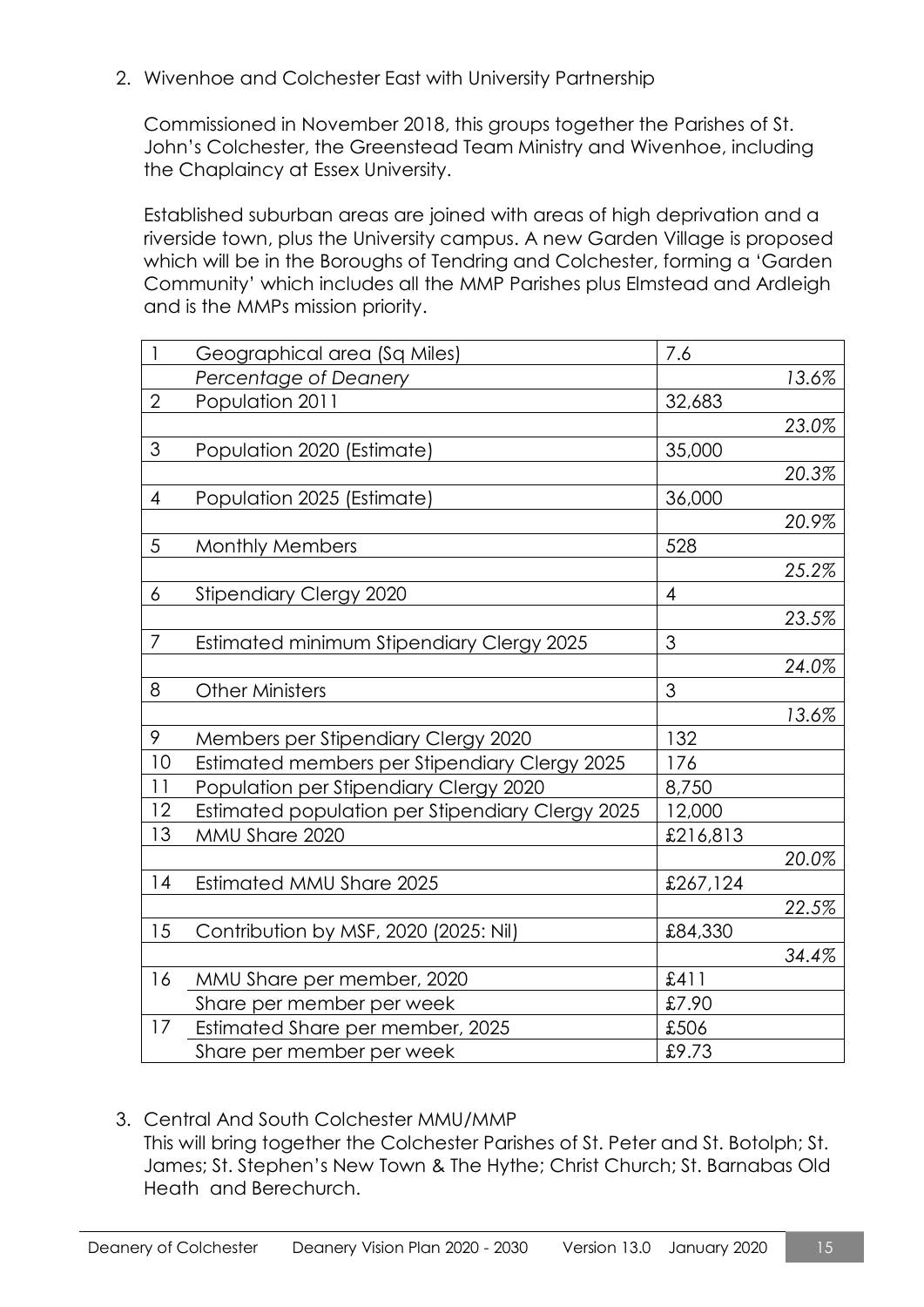2. Wivenhoe and Colchester East with University Partnership

   Commissioned in November 2018, this groups together the Parishes of St. John's Colchester, the Greenstead Team Ministry and Wivenhoe, including the Chaplaincy at Essex University.

   Established suburban areas are joined with areas of high deprivation and a riverside town, plus the University campus. A new Garden Village is proposed which will be in the Boroughs of Tendring and Colchester, forming a 'Garden Community' which includes all the MMP Parishes plus Elmstead and Ardleigh and is the MMPs mission priority.

| | | |
|---|---|---|
| 1 | Geographical area (Sq Miles) | 7.6 |
| | *Percentage of Deanery* | *13.6%* |
| 2 | Population 2011 | 32,683 |
| | | *23.0%* |
| 3 | Population 2020 (Estimate) | 35,000 |
| | | *20.3%* |
| 4 | Population 2025 (Estimate) | 36,000 |
| | | *20.9%* |
| 5 | Monthly Members | 528 |
| | | *25.2%* |
| 6 | Stipendiary Clergy 2020 | 4 |
| | | *23.5%* |
| 7 | Estimated minimum Stipendiary Clergy 2025 | 3 |
| | | *24.0%* |
| 8 | Other Ministers | 3 |
| | | *13.6%* |
| 9 | Members per Stipendiary Clergy 2020 | 132 |
| 10 | Estimated members per Stipendiary Clergy 2025 | 176 |
| 11 | Population per Stipendiary Clergy 2020 | 8,750 |
| 12 | Estimated population per Stipendiary Clergy 2025 | 12,000 |
| 13 | MMU Share 2020 | £216,813 |
| | | *20.0%* |
| 14 | Estimated MMU Share 2025 | £267,124 |
| | | *22.5%* |
| 15 | Contribution by MSF, 2020 (2025: Nil) | £84,330 |
| | | *34.4%* |
| 16 | MMU Share per member, 2020 | £411 |
| | Share per member per week | £7.90 |
| 17 | Estimated Share per member, 2025 | £506 |
| | Share per member per week | £9.73 |

3. Central And South Colchester MMU/MMP
   This will bring together the Colchester Parishes of St. Peter and St. Botolph; St. James; St. Stephen's New Town & The Hythe; Christ Church; St. Barnabas Old Heath and Berechurch.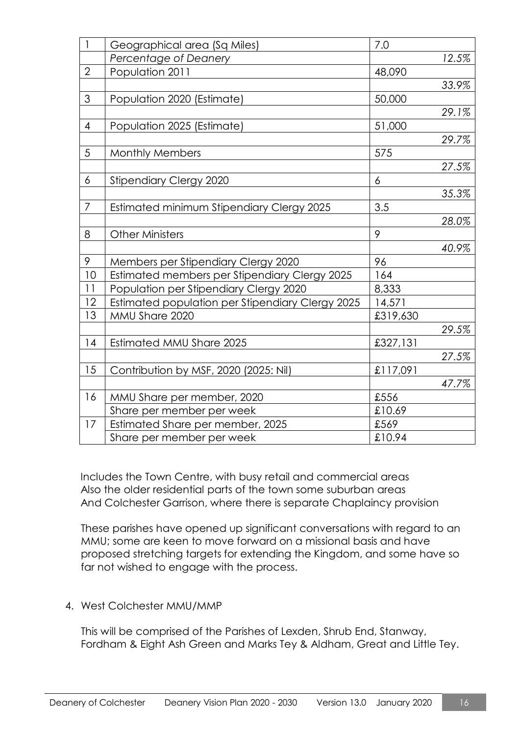| | | | |
|---|---|---|---|
| 1 | Geographical area (Sq Miles) | 7.0 | |
| | *Percentage of Deanery* | | *12.5%* |
| 2 | Population 2011 | 48,090 | |
| | | | *33.9%* |
| 3 | Population 2020 (Estimate) | 50,000 | |
| | | | *29.1%* |
| 4 | Population 2025 (Estimate) | 51,000 | |
| | | | *29.7%* |
| 5 | Monthly Members | 575 | |
| | | | *27.5%* |
| 6 | Stipendiary Clergy 2020 | 6 | |
| | | | *35.3%* |
| 7 | Estimated minimum Stipendiary Clergy 2025 | 3.5 | |
| | | | *28.0%* |
| 8 | Other Ministers | 9 | |
| | | | *40.9%* |
| 9 | Members per Stipendiary Clergy 2020 | 96 | |
| 10 | Estimated members per Stipendiary Clergy 2025 | 164 | |
| 11 | Population per Stipendiary Clergy 2020 | 8,333 | |
| 12 | Estimated population per Stipendiary Clergy 2025 | 14,571 | |
| 13 | MMU Share 2020 | £319,630 | |
| | | | *29.5%* |
| 14 | Estimated MMU Share 2025 | £327,131 | |
| | | | *27.5%* |
| 15 | Contribution by MSF, 2020 (2025: Nil) | £117,091 | |
| | | | *47.7%* |
| 16 | MMU Share per member, 2020 | £556 | |
| | Share per member per week | £10.69 | |
| 17 | Estimated Share per member, 2025 | £569 | |
| | Share per member per week | £10.94 | |

Includes the Town Centre, with busy retail and commercial areas
Also the older residential parts of the town some suburban areas
And Colchester Garrison, where there is separate Chaplaincy provision

These parishes have opened up significant conversations with regard to an MMU; some are keen to move forward on a missional basis and have proposed stretching targets for extending the Kingdom, and some have so far not wished to engage with the process.

4. West Colchester MMU/MMP

   This will be comprised of the Parishes of Lexden, Shrub End, Stanway, Fordham & Eight Ash Green and Marks Tey & Aldham, Great and Little Tey.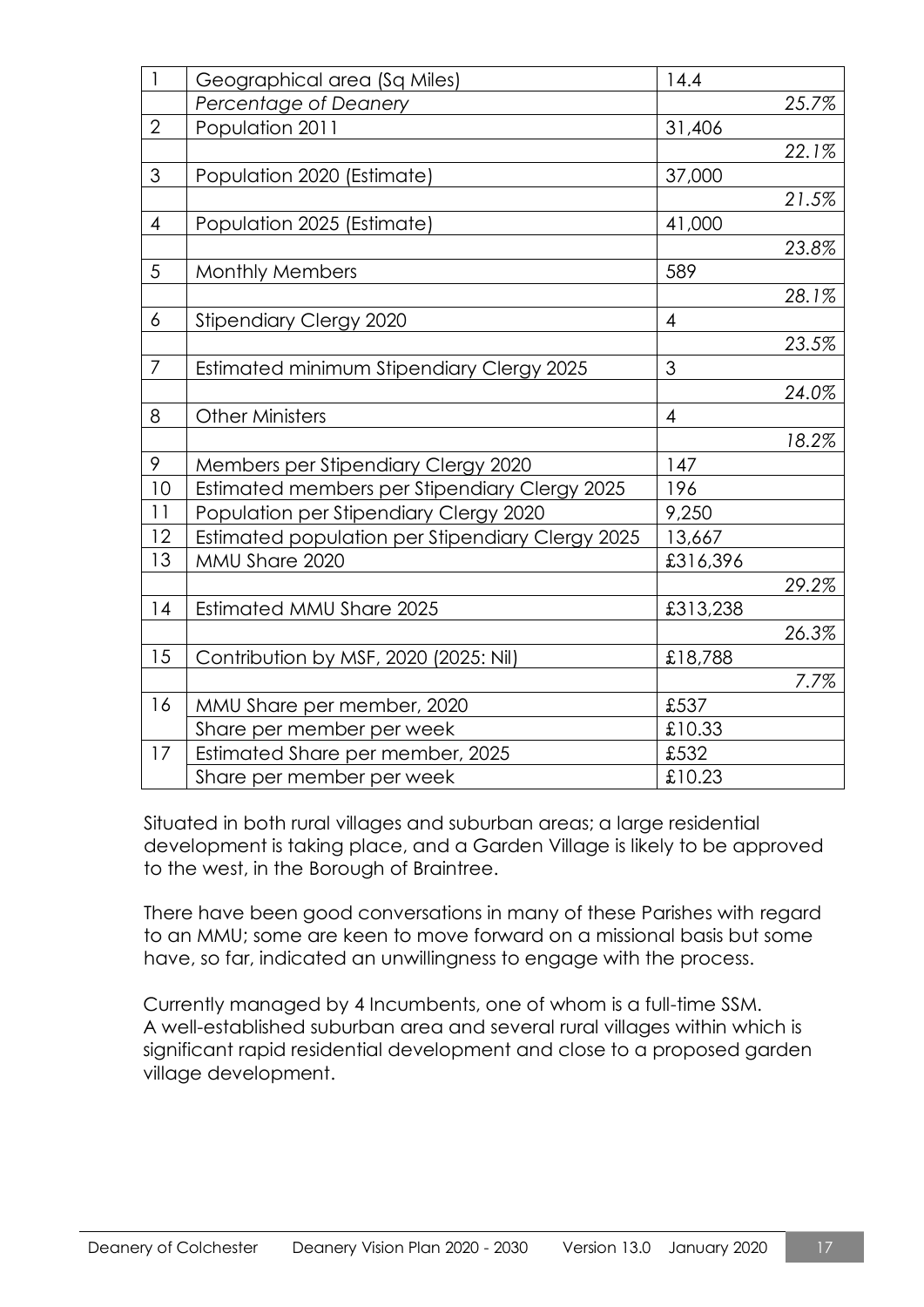| | | |
|---|---|---|
| 1 | Geographical area (Sq Miles) | 14.4 |
| | *Percentage of Deanery* | *25.7%* |
| 2 | Population 2011 | 31,406 |
| | | *22.1%* |
| 3 | Population 2020 (Estimate) | 37,000 |
| | | *21.5%* |
| 4 | Population 2025 (Estimate) | 41,000 |
| | | *23.8%* |
| 5 | Monthly Members | 589 |
| | | *28.1%* |
| 6 | Stipendiary Clergy 2020 | 4 |
| | | *23.5%* |
| 7 | Estimated minimum Stipendiary Clergy 2025 | 3 |
| | | *24.0%* |
| 8 | Other Ministers | 4 |
| | | *18.2%* |
| 9 | Members per Stipendiary Clergy 2020 | 147 |
| 10 | Estimated members per Stipendiary Clergy 2025 | 196 |
| 11 | Population per Stipendiary Clergy 2020 | 9,250 |
| 12 | Estimated population per Stipendiary Clergy 2025 | 13,667 |
| 13 | MMU Share 2020 | £316,396 |
| | | *29.2%* |
| 14 | Estimated MMU Share 2025 | £313,238 |
| | | *26.3%* |
| 15 | Contribution by MSF, 2020 (2025: Nil) | £18,788 |
| | | *7.7%* |
| 16 | MMU Share per member, 2020 | £537 |
| | Share per member per week | £10.33 |
| 17 | Estimated Share per member, 2025 | £532 |
| | Share per member per week | £10.23 |

Situated in both rural villages and suburban areas; a large residential development is taking place, and a Garden Village is likely to be approved to the west, in the Borough of Braintree.

There have been good conversations in many of these Parishes with regard to an MMU; some are keen to move forward on a missional basis but some have, so far, indicated an unwillingness to engage with the process.

Currently managed by 4 Incumbents, one of whom is a full-time SSM.
A well-established suburban area and several rural villages within which is significant rapid residential development and close to a proposed garden village development.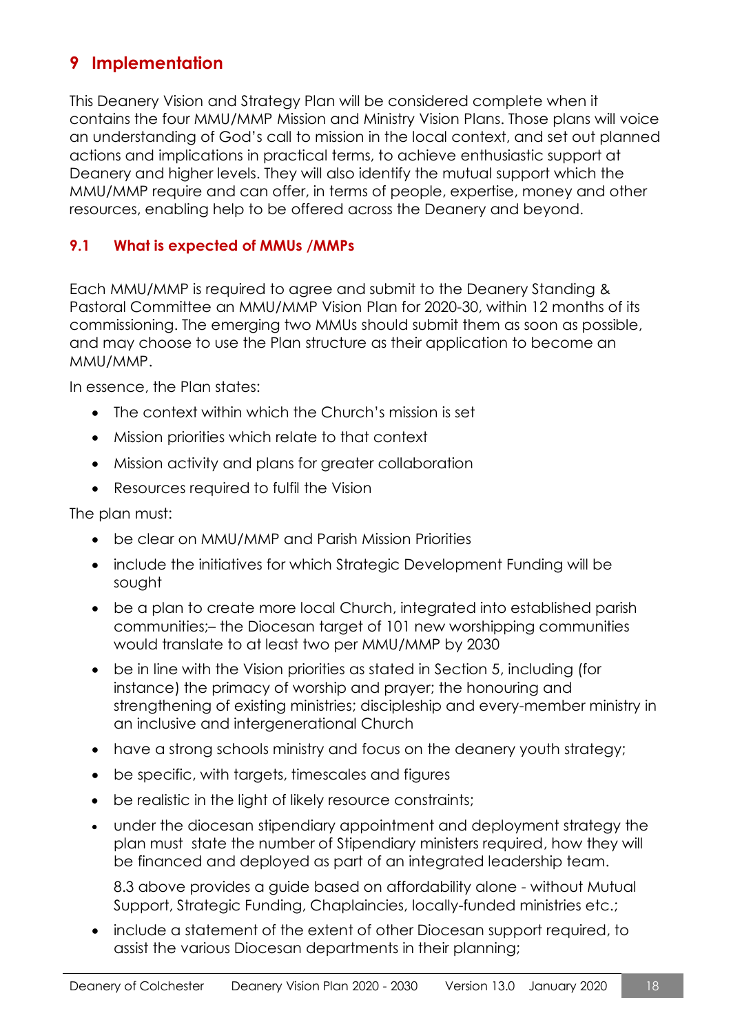## 9 Implementation

This Deanery Vision and Strategy Plan will be considered complete when it contains the four MMU/MMP Mission and Ministry Vision Plans. Those plans will voice an understanding of God's call to mission in the local context, and set out planned actions and implications in practical terms, to achieve enthusiastic support at Deanery and higher levels. They will also identify the mutual support which the MMU/MMP require and can offer, in terms of people, expertise, money and other resources, enabling help to be offered across the Deanery and beyond.

### 9.1 What is expected of MMUs /MMPs

Each MMU/MMP is required to agree and submit to the Deanery Standing & Pastoral Committee an MMU/MMP Vision Plan for 2020-30, within 12 months of its commissioning. The emerging two MMUs should submit them as soon as possible, and may choose to use the Plan structure as their application to become an MMU/MMP.

In essence, the Plan states:

- The context within which the Church's mission is set
- Mission priorities which relate to that context
- Mission activity and plans for greater collaboration
- Resources required to fulfil the Vision

The plan must:

- be clear on MMU/MMP and Parish Mission Priorities
- include the initiatives for which Strategic Development Funding will be sought
- be a plan to create more local Church, integrated into established parish communities;– the Diocesan target of 101 new worshipping communities would translate to at least two per MMU/MMP by 2030
- be in line with the Vision priorities as stated in Section 5, including (for instance) the primacy of worship and prayer; the honouring and strengthening of existing ministries; discipleship and every-member ministry in an inclusive and intergenerational Church
- have a strong schools ministry and focus on the deanery youth strategy;
- be specific, with targets, timescales and figures
- be realistic in the light of likely resource constraints;
- under the diocesan stipendiary appointment and deployment strategy the plan must state the number of Stipendiary ministers required, how they will be financed and deployed as part of an integrated leadership team.

  8.3 above provides a guide based on affordability alone - without Mutual Support, Strategic Funding, Chaplaincies, locally-funded ministries etc.;
- include a statement of the extent of other Diocesan support required, to assist the various Diocesan departments in their planning;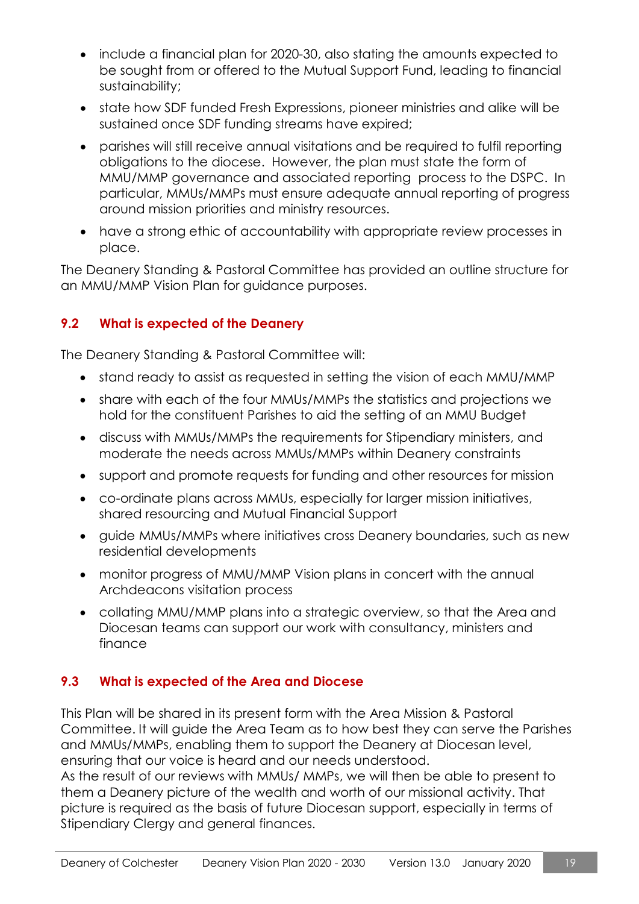- include a financial plan for 2020-30, also stating the amounts expected to be sought from or offered to the Mutual Support Fund, leading to financial sustainability;
- state how SDF funded Fresh Expressions, pioneer ministries and alike will be sustained once SDF funding streams have expired;
- parishes will still receive annual visitations and be required to fulfil reporting obligations to the diocese. However, the plan must state the form of MMU/MMP governance and associated reporting process to the DSPC. In particular, MMUs/MMPs must ensure adequate annual reporting of progress around mission priorities and ministry resources.
- have a strong ethic of accountability with appropriate review processes in place.

The Deanery Standing & Pastoral Committee has provided an outline structure for an MMU/MMP Vision Plan for guidance purposes.

### 9.2 What is expected of the Deanery

The Deanery Standing & Pastoral Committee will:

- stand ready to assist as requested in setting the vision of each MMU/MMP
- share with each of the four MMUs/MMPs the statistics and projections we hold for the constituent Parishes to aid the setting of an MMU Budget
- discuss with MMUs/MMPs the requirements for Stipendiary ministers, and moderate the needs across MMUs/MMPs within Deanery constraints
- support and promote requests for funding and other resources for mission
- co-ordinate plans across MMUs, especially for larger mission initiatives, shared resourcing and Mutual Financial Support
- guide MMUs/MMPs where initiatives cross Deanery boundaries, such as new residential developments
- monitor progress of MMU/MMP Vision plans in concert with the annual Archdeacons visitation process
- collating MMU/MMP plans into a strategic overview, so that the Area and Diocesan teams can support our work with consultancy, ministers and finance

### 9.3 What is expected of the Area and Diocese

This Plan will be shared in its present form with the Area Mission & Pastoral Committee. It will guide the Area Team as to how best they can serve the Parishes and MMUs/MMPs, enabling them to support the Deanery at Diocesan level, ensuring that our voice is heard and our needs understood.
As the result of our reviews with MMUs/ MMPs, we will then be able to present to them a Deanery picture of the wealth and worth of our missional activity. That picture is required as the basis of future Diocesan support, especially in terms of Stipendiary Clergy and general finances.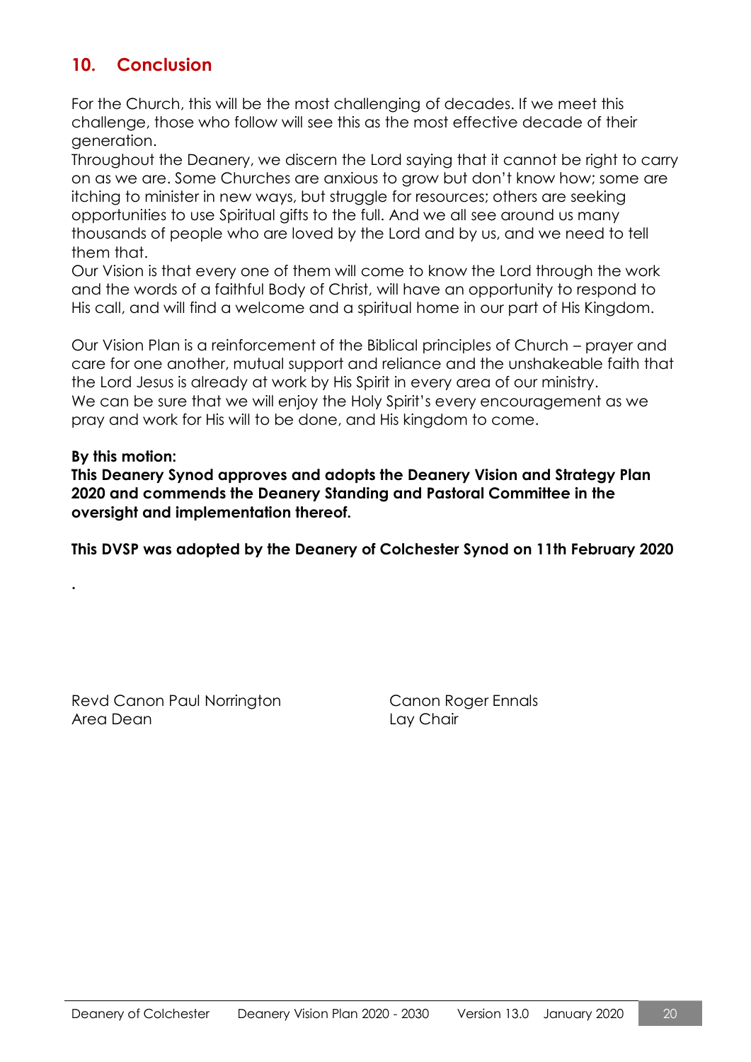## 10. Conclusion

For the Church, this will be the most challenging of decades. If we meet this challenge, those who follow will see this as the most effective decade of their generation.

Throughout the Deanery, we discern the Lord saying that it cannot be right to carry on as we are. Some Churches are anxious to grow but don't know how; some are itching to minister in new ways, but struggle for resources; others are seeking opportunities to use Spiritual gifts to the full. And we all see around us many thousands of people who are loved by the Lord and by us, and we need to tell them that.

Our Vision is that every one of them will come to know the Lord through the work and the words of a faithful Body of Christ, will have an opportunity to respond to His call, and will find a welcome and a spiritual home in our part of His Kingdom.

Our Vision Plan is a reinforcement of the Biblical principles of Church – prayer and care for one another, mutual support and reliance and the unshakeable faith that the Lord Jesus is already at work by His Spirit in every area of our ministry.

We can be sure that we will enjoy the Holy Spirit's every encouragement as we pray and work for His will to be done, and His kingdom to come.

**By this motion:**
**This Deanery Synod approves and adopts the Deanery Vision and Strategy Plan 2020 and commends the Deanery Standing and Pastoral Committee in the oversight and implementation thereof.**

**This DVSP was adopted by the Deanery of Colchester Synod on 11th February 2020**

.

Revd Canon Paul Norrington
Area Dean

Canon Roger Ennals
Lay Chair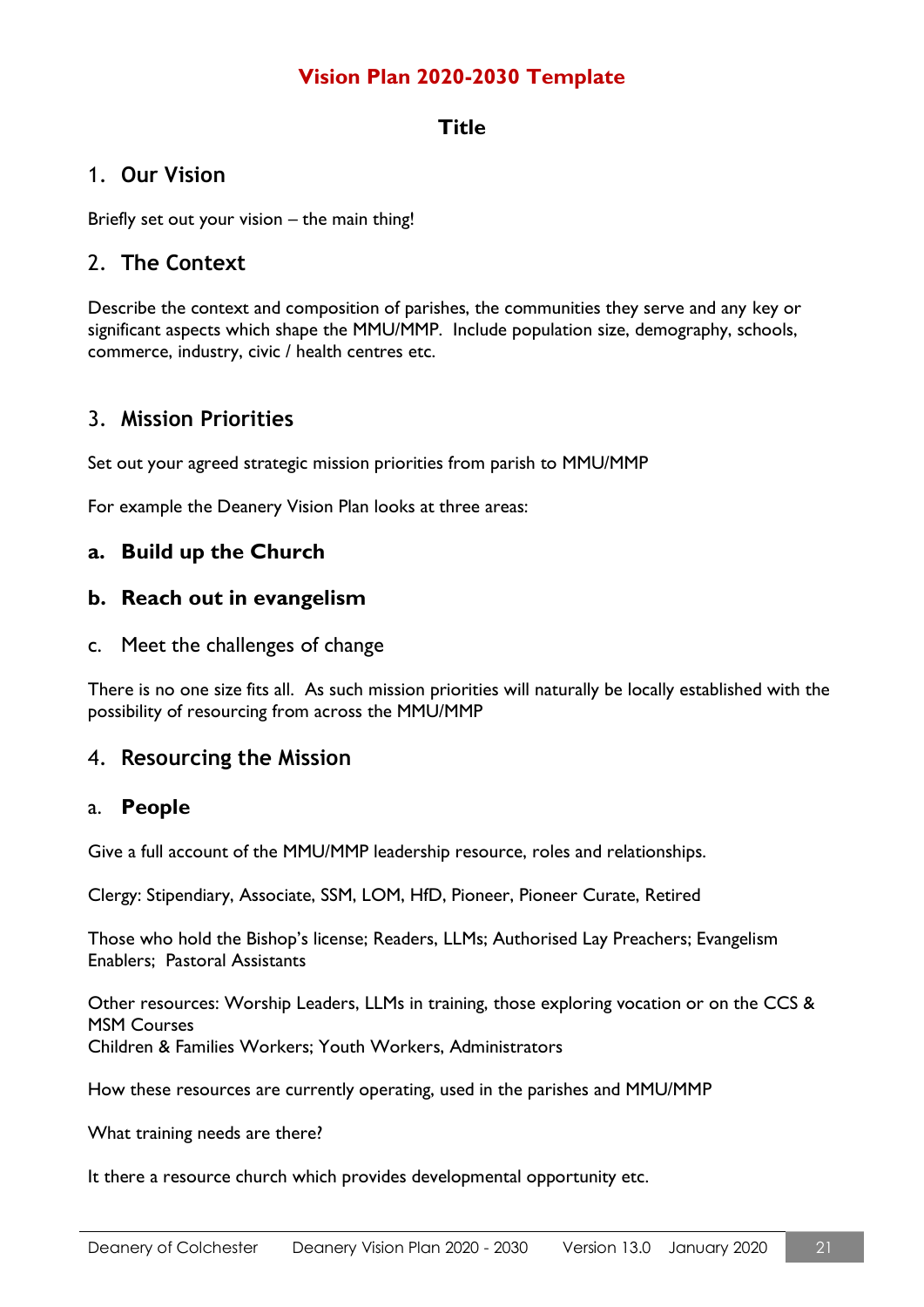# Vision Plan 2020-2030 Template

## Title

## 1. Our Vision

Briefly set out your vision – the main thing!

## 2. The Context

Describe the context and composition of parishes, the communities they serve and any key or significant aspects which shape the MMU/MMP. Include population size, demography, schools, commerce, industry, civic / health centres etc.

## 3. Mission Priorities

Set out your agreed strategic mission priorities from parish to MMU/MMP

For example the Deanery Vision Plan looks at three areas:

### a. Build up the Church

### b. Reach out in evangelism

c. Meet the challenges of change

There is no one size fits all. As such mission priorities will naturally be locally established with the possibility of resourcing from across the MMU/MMP

## 4. Resourcing the Mission

### a. People

Give a full account of the MMU/MMP leadership resource, roles and relationships.

Clergy: Stipendiary, Associate, SSM, LOM, HfD, Pioneer, Pioneer Curate, Retired

Those who hold the Bishop's license; Readers, LLMs; Authorised Lay Preachers; Evangelism Enablers; Pastoral Assistants

Other resources: Worship Leaders, LLMs in training, those exploring vocation or on the CCS & MSM Courses
Children & Families Workers; Youth Workers, Administrators

How these resources are currently operating, used in the parishes and MMU/MMP

What training needs are there?

It there a resource church which provides developmental opportunity etc.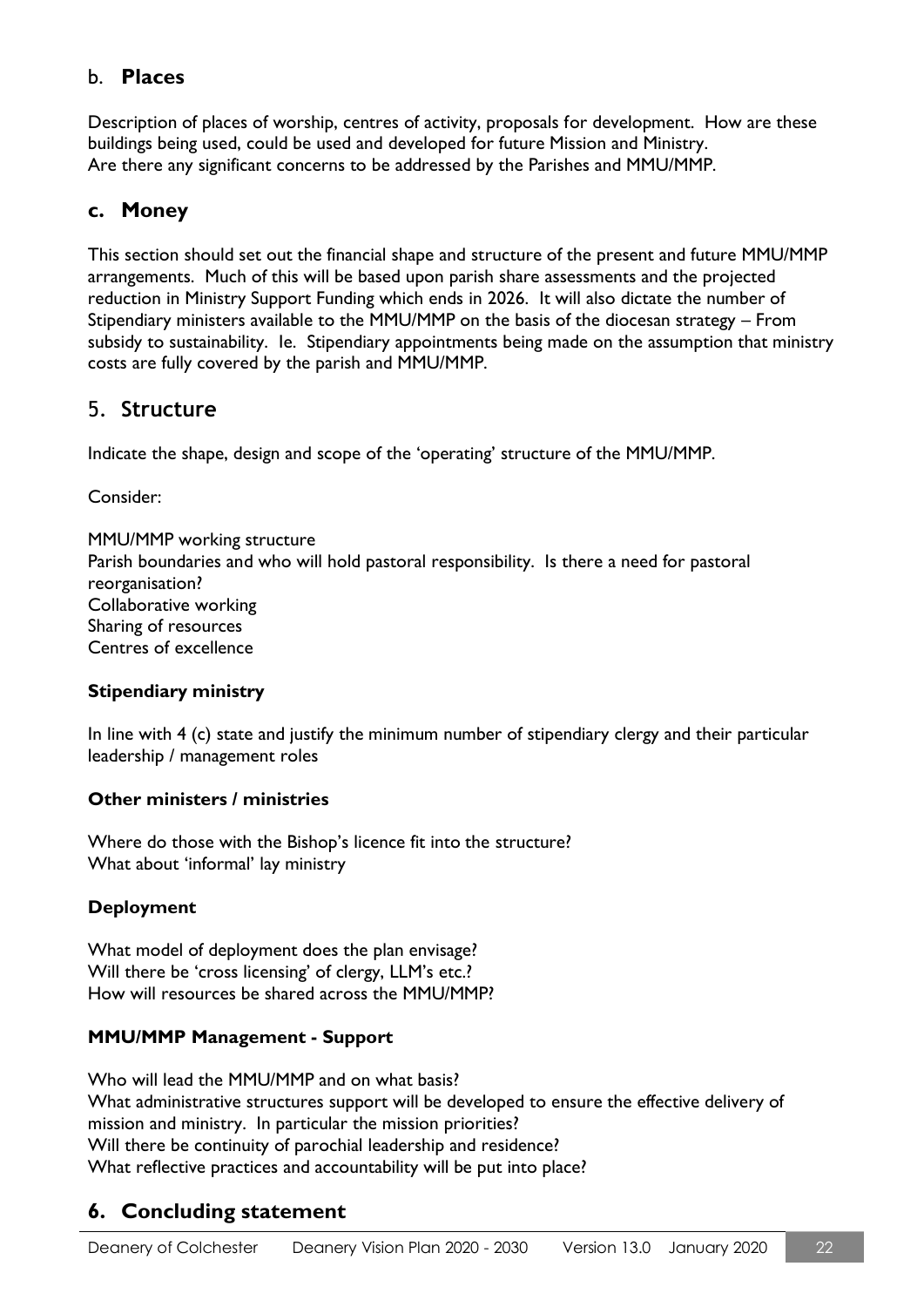## b. **Places**

Description of places of worship, centres of activity, proposals for development. How are these buildings being used, could be used and developed for future Mission and Ministry.
Are there any significant concerns to be addressed by the Parishes and MMU/MMP.

## c. Money

This section should set out the financial shape and structure of the present and future MMU/MMP arrangements. Much of this will be based upon parish share assessments and the projected reduction in Ministry Support Funding which ends in 2026. It will also dictate the number of Stipendiary ministers available to the MMU/MMP on the basis of the diocesan strategy – From subsidy to sustainability. Ie. Stipendiary appointments being made on the assumption that ministry costs are fully covered by the parish and MMU/MMP.

# 5. Structure

Indicate the shape, design and scope of the 'operating' structure of the MMU/MMP.

Consider:

MMU/MMP working structure
Parish boundaries and who will hold pastoral responsibility. Is there a need for pastoral reorganisation?
Collaborative working
Sharing of resources
Centres of excellence

### Stipendiary ministry

In line with 4 (c) state and justify the minimum number of stipendiary clergy and their particular leadership / management roles

### Other ministers / ministries

Where do those with the Bishop's licence fit into the structure?
What about 'informal' lay ministry

### Deployment

What model of deployment does the plan envisage?
Will there be 'cross licensing' of clergy, LLM's etc.?
How will resources be shared across the MMU/MMP?

### MMU/MMP Management - Support

Who will lead the MMU/MMP and on what basis?
What administrative structures support will be developed to ensure the effective delivery of mission and ministry. In particular the mission priorities?
Will there be continuity of parochial leadership and residence?
What reflective practices and accountability will be put into place?

# 6. Concluding statement